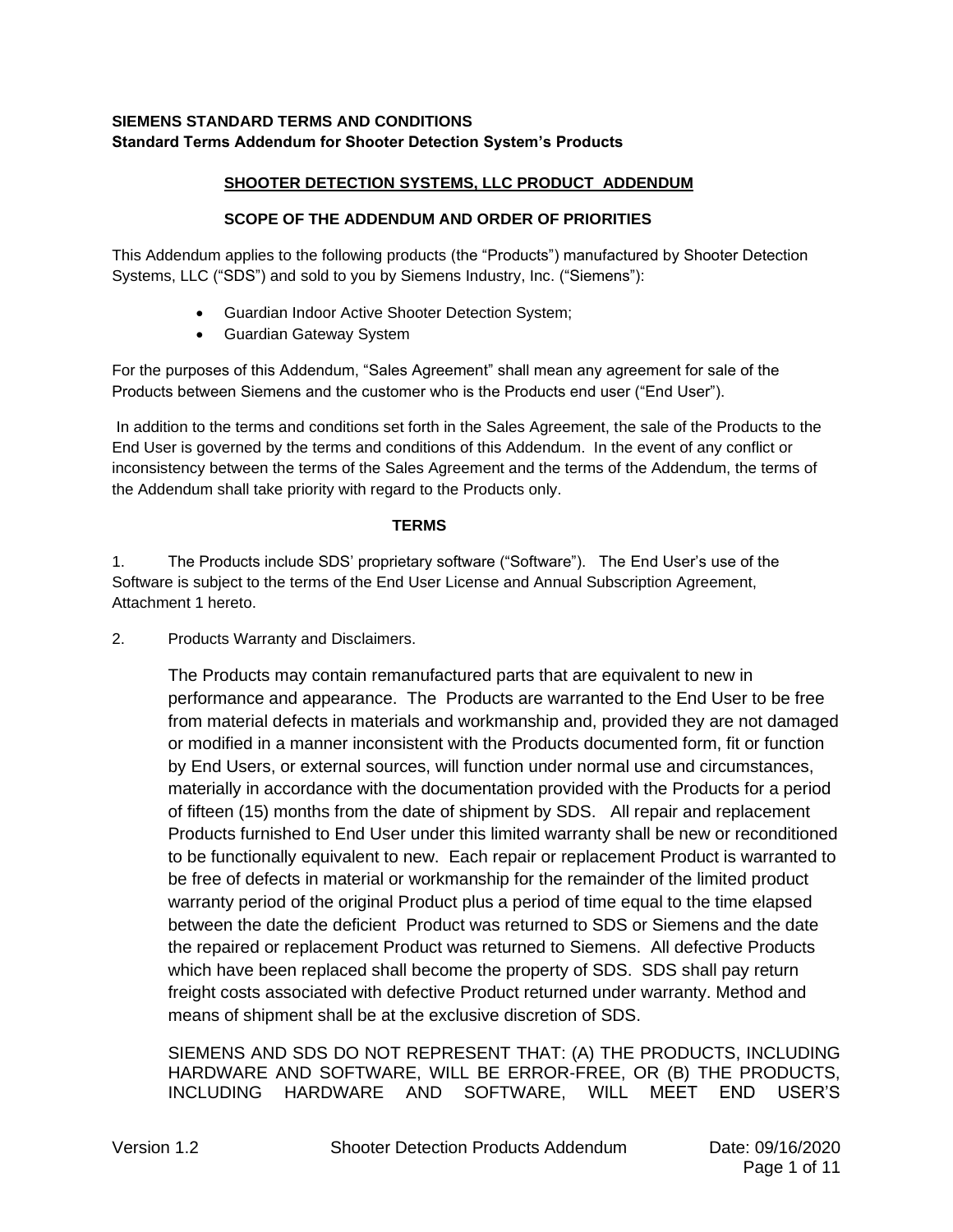**SIEMENS STANDARD TERMS AND CONDITIONS**
**Standard Terms Addendum for Shooter Detection System's Products**

## SHOOTER DETECTION SYSTEMS, LLC PRODUCT ADDENDUM

### SCOPE OF THE ADDENDUM AND ORDER OF PRIORITIES

This Addendum applies to the following products (the "Products") manufactured by Shooter Detection Systems, LLC ("SDS") and sold to you by Siemens Industry, Inc. ("Siemens"):

- Guardian Indoor Active Shooter Detection System;
- Guardian Gateway System

For the purposes of this Addendum, "Sales Agreement" shall mean any agreement for sale of the Products between Siemens and the customer who is the Products end user ("End User").

In addition to the terms and conditions set forth in the Sales Agreement, the sale of the Products to the End User is governed by the terms and conditions of this Addendum. In the event of any conflict or inconsistency between the terms of the Sales Agreement and the terms of the Addendum, the terms of the Addendum shall take priority with regard to the Products only.

### TERMS

1. The Products include SDS' proprietary software ("Software"). The End User's use of the Software is subject to the terms of the End User License and Annual Subscription Agreement, Attachment 1 hereto.

2. Products Warranty and Disclaimers.

The Products may contain remanufactured parts that are equivalent to new in performance and appearance. The Products are warranted to the End User to be free from material defects in materials and workmanship and, provided they are not damaged or modified in a manner inconsistent with the Products documented form, fit or function by End Users, or external sources, will function under normal use and circumstances, materially in accordance with the documentation provided with the Products for a period of fifteen (15) months from the date of shipment by SDS. All repair and replacement Products furnished to End User under this limited warranty shall be new or reconditioned to be functionally equivalent to new. Each repair or replacement Product is warranted to be free of defects in material or workmanship for the remainder of the limited product warranty period of the original Product plus a period of time equal to the time elapsed between the date the deficient Product was returned to SDS or Siemens and the date the repaired or replacement Product was returned to Siemens. All defective Products which have been replaced shall become the property of SDS. SDS shall pay return freight costs associated with defective Product returned under warranty. Method and means of shipment shall be at the exclusive discretion of SDS.

SIEMENS AND SDS DO NOT REPRESENT THAT: (A) THE PRODUCTS, INCLUDING HARDWARE AND SOFTWARE, WILL BE ERROR-FREE, OR (B) THE PRODUCTS, INCLUDING HARDWARE AND SOFTWARE, WILL MEET END USER'S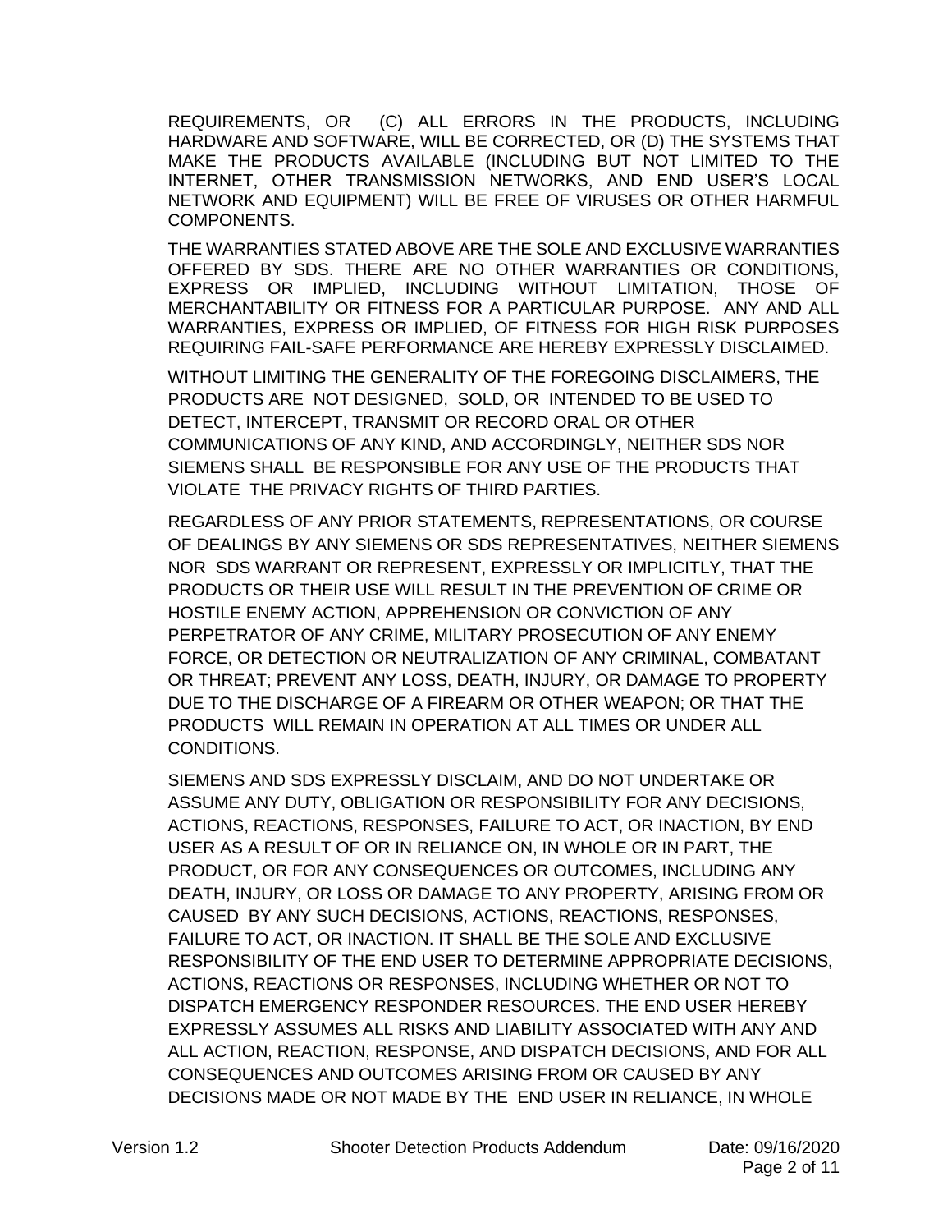REQUIREMENTS, OR (C) ALL ERRORS IN THE PRODUCTS, INCLUDING HARDWARE AND SOFTWARE, WILL BE CORRECTED, OR (D) THE SYSTEMS THAT MAKE THE PRODUCTS AVAILABLE (INCLUDING BUT NOT LIMITED TO THE INTERNET, OTHER TRANSMISSION NETWORKS, AND END USER'S LOCAL NETWORK AND EQUIPMENT) WILL BE FREE OF VIRUSES OR OTHER HARMFUL COMPONENTS.

THE WARRANTIES STATED ABOVE ARE THE SOLE AND EXCLUSIVE WARRANTIES OFFERED BY SDS. THERE ARE NO OTHER WARRANTIES OR CONDITIONS, EXPRESS OR IMPLIED, INCLUDING WITHOUT LIMITATION, THOSE OF MERCHANTABILITY OR FITNESS FOR A PARTICULAR PURPOSE. ANY AND ALL WARRANTIES, EXPRESS OR IMPLIED, OF FITNESS FOR HIGH RISK PURPOSES REQUIRING FAIL-SAFE PERFORMANCE ARE HEREBY EXPRESSLY DISCLAIMED.

WITHOUT LIMITING THE GENERALITY OF THE FOREGOING DISCLAIMERS, THE PRODUCTS ARE NOT DESIGNED, SOLD, OR INTENDED TO BE USED TO DETECT, INTERCEPT, TRANSMIT OR RECORD ORAL OR OTHER COMMUNICATIONS OF ANY KIND, AND ACCORDINGLY, NEITHER SDS NOR SIEMENS SHALL BE RESPONSIBLE FOR ANY USE OF THE PRODUCTS THAT VIOLATE THE PRIVACY RIGHTS OF THIRD PARTIES.

REGARDLESS OF ANY PRIOR STATEMENTS, REPRESENTATIONS, OR COURSE OF DEALINGS BY ANY SIEMENS OR SDS REPRESENTATIVES, NEITHER SIEMENS NOR SDS WARRANT OR REPRESENT, EXPRESSLY OR IMPLICITLY, THAT THE PRODUCTS OR THEIR USE WILL RESULT IN THE PREVENTION OF CRIME OR HOSTILE ENEMY ACTION, APPREHENSION OR CONVICTION OF ANY PERPETRATOR OF ANY CRIME, MILITARY PROSECUTION OF ANY ENEMY FORCE, OR DETECTION OR NEUTRALIZATION OF ANY CRIMINAL, COMBATANT OR THREAT; PREVENT ANY LOSS, DEATH, INJURY, OR DAMAGE TO PROPERTY DUE TO THE DISCHARGE OF A FIREARM OR OTHER WEAPON; OR THAT THE PRODUCTS WILL REMAIN IN OPERATION AT ALL TIMES OR UNDER ALL CONDITIONS.

SIEMENS AND SDS EXPRESSLY DISCLAIM, AND DO NOT UNDERTAKE OR ASSUME ANY DUTY, OBLIGATION OR RESPONSIBILITY FOR ANY DECISIONS, ACTIONS, REACTIONS, RESPONSES, FAILURE TO ACT, OR INACTION, BY END USER AS A RESULT OF OR IN RELIANCE ON, IN WHOLE OR IN PART, THE PRODUCT, OR FOR ANY CONSEQUENCES OR OUTCOMES, INCLUDING ANY DEATH, INJURY, OR LOSS OR DAMAGE TO ANY PROPERTY, ARISING FROM OR CAUSED BY ANY SUCH DECISIONS, ACTIONS, REACTIONS, RESPONSES, FAILURE TO ACT, OR INACTION. IT SHALL BE THE SOLE AND EXCLUSIVE RESPONSIBILITY OF THE END USER TO DETERMINE APPROPRIATE DECISIONS, ACTIONS, REACTIONS OR RESPONSES, INCLUDING WHETHER OR NOT TO DISPATCH EMERGENCY RESPONDER RESOURCES. THE END USER HEREBY EXPRESSLY ASSUMES ALL RISKS AND LIABILITY ASSOCIATED WITH ANY AND ALL ACTION, REACTION, RESPONSE, AND DISPATCH DECISIONS, AND FOR ALL CONSEQUENCES AND OUTCOMES ARISING FROM OR CAUSED BY ANY DECISIONS MADE OR NOT MADE BY THE END USER IN RELIANCE, IN WHOLE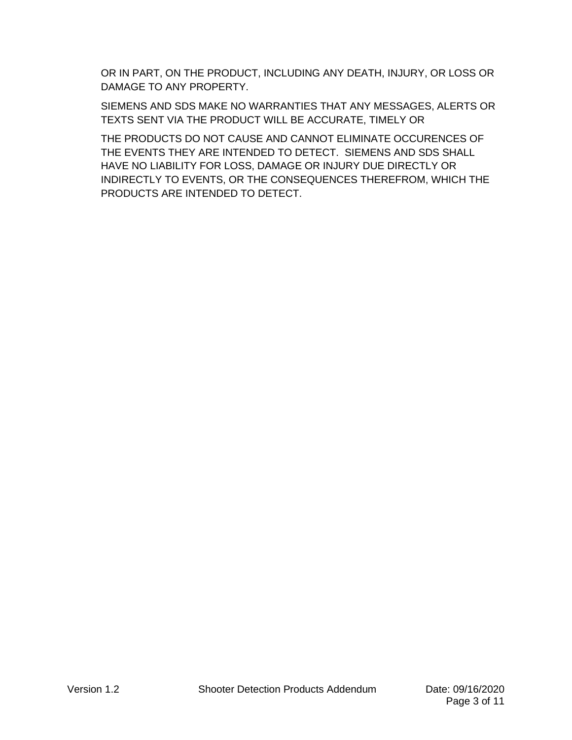OR IN PART, ON THE PRODUCT, INCLUDING ANY DEATH, INJURY, OR LOSS OR DAMAGE TO ANY PROPERTY.

SIEMENS AND SDS MAKE NO WARRANTIES THAT ANY MESSAGES, ALERTS OR TEXTS SENT VIA THE PRODUCT WILL BE ACCURATE, TIMELY OR

THE PRODUCTS DO NOT CAUSE AND CANNOT ELIMINATE OCCURENCES OF THE EVENTS THEY ARE INTENDED TO DETECT. SIEMENS AND SDS SHALL HAVE NO LIABILITY FOR LOSS, DAMAGE OR INJURY DUE DIRECTLY OR INDIRECTLY TO EVENTS, OR THE CONSEQUENCES THEREFROM, WHICH THE PRODUCTS ARE INTENDED TO DETECT.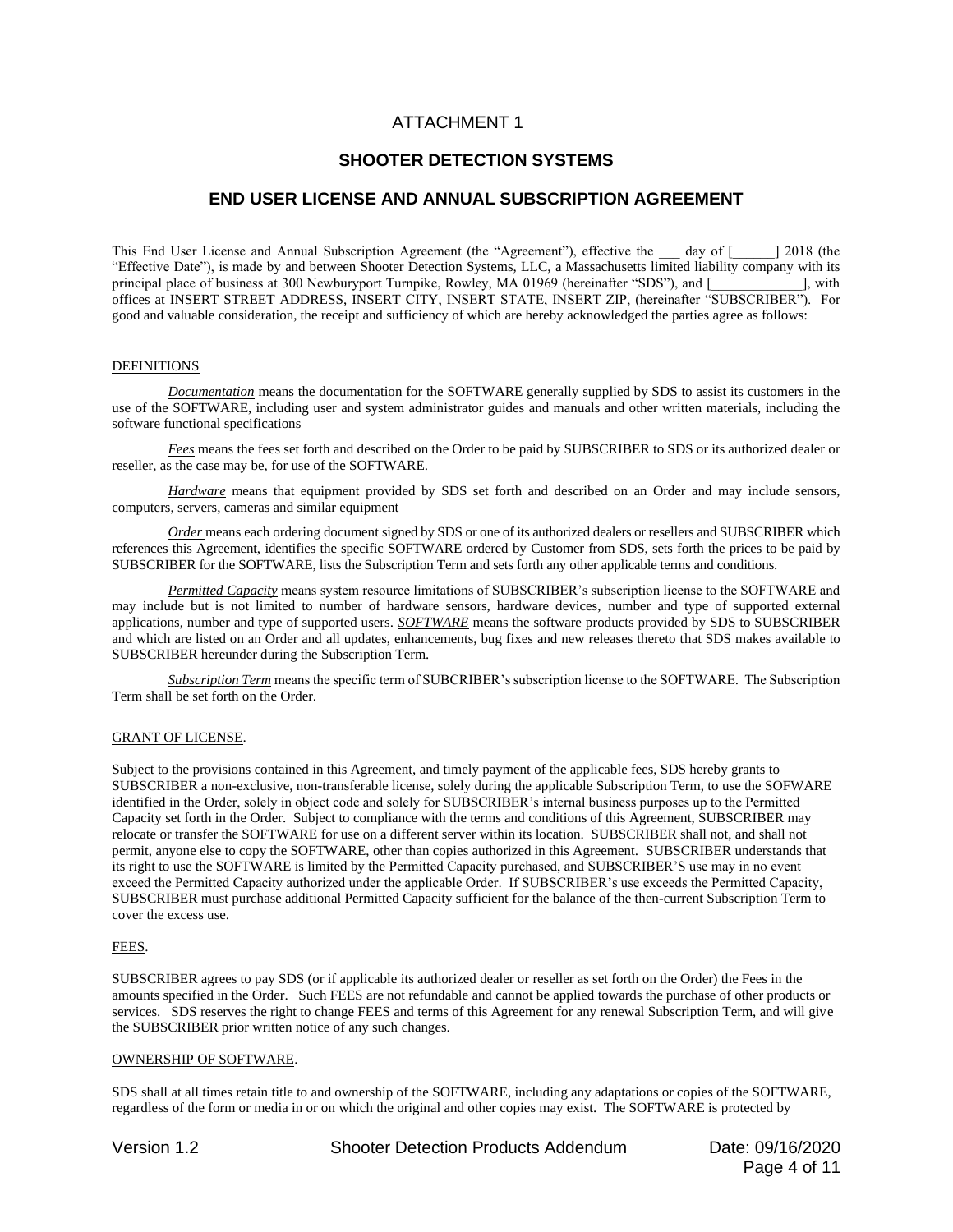# ATTACHMENT 1

## SHOOTER DETECTION SYSTEMS

## END USER LICENSE AND ANNUAL SUBSCRIPTION AGREEMENT

This End User License and Annual Subscription Agreement (the "Agreement"), effective the ___ day of [______] 2018 (the "Effective Date"), is made by and between Shooter Detection Systems, LLC, a Massachusetts limited liability company with its principal place of business at 300 Newburyport Turnpike, Rowley, MA 01969 (hereinafter "SDS"), and [_____________], with offices at INSERT STREET ADDRESS, INSERT CITY, INSERT STATE, INSERT ZIP, (hereinafter "SUBSCRIBER"). For good and valuable consideration, the receipt and sufficiency of which are hereby acknowledged the parties agree as follows:

DEFINITIONS

*Documentation* means the documentation for the SOFTWARE generally supplied by SDS to assist its customers in the use of the SOFTWARE, including user and system administrator guides and manuals and other written materials, including the software functional specifications

*Fees* means the fees set forth and described on the Order to be paid by SUBSCRIBER to SDS or its authorized dealer or reseller, as the case may be, for use of the SOFTWARE.

*Hardware* means that equipment provided by SDS set forth and described on an Order and may include sensors, computers, servers, cameras and similar equipment

*Order* means each ordering document signed by SDS or one of its authorized dealers or resellers and SUBSCRIBER which references this Agreement, identifies the specific SOFTWARE ordered by Customer from SDS, sets forth the prices to be paid by SUBSCRIBER for the SOFTWARE, lists the Subscription Term and sets forth any other applicable terms and conditions.

*Permitted Capacity* means system resource limitations of SUBSCRIBER's subscription license to the SOFTWARE and may include but is not limited to number of hardware sensors, hardware devices, number and type of supported external applications, number and type of supported users. ***SOFTWARE*** means the software products provided by SDS to SUBSCRIBER and which are listed on an Order and all updates, enhancements, bug fixes and new releases thereto that SDS makes available to SUBSCRIBER hereunder during the Subscription Term.

*Subscription Term* means the specific term of SUBCRIBER's subscription license to the SOFTWARE. The Subscription Term shall be set forth on the Order.

GRANT OF LICENSE.

Subject to the provisions contained in this Agreement, and timely payment of the applicable fees, SDS hereby grants to SUBSCRIBER a non-exclusive, non-transferable license, solely during the applicable Subscription Term, to use the SOFWARE identified in the Order, solely in object code and solely for SUBSCRIBER's internal business purposes up to the Permitted Capacity set forth in the Order. Subject to compliance with the terms and conditions of this Agreement, SUBSCRIBER may relocate or transfer the SOFTWARE for use on a different server within its location. SUBSCRIBER shall not, and shall not permit, anyone else to copy the SOFTWARE, other than copies authorized in this Agreement. SUBSCRIBER understands that its right to use the SOFTWARE is limited by the Permitted Capacity purchased, and SUBSCRIBER'S use may in no event exceed the Permitted Capacity authorized under the applicable Order. If SUBSCRIBER's use exceeds the Permitted Capacity, SUBSCRIBER must purchase additional Permitted Capacity sufficient for the balance of the then-current Subscription Term to cover the excess use.

FEES.

SUBSCRIBER agrees to pay SDS (or if applicable its authorized dealer or reseller as set forth on the Order) the Fees in the amounts specified in the Order. Such FEES are not refundable and cannot be applied towards the purchase of other products or services. SDS reserves the right to change FEES and terms of this Agreement for any renewal Subscription Term, and will give the SUBSCRIBER prior written notice of any such changes.

OWNERSHIP OF SOFTWARE.

SDS shall at all times retain title to and ownership of the SOFTWARE, including any adaptations or copies of the SOFTWARE, regardless of the form or media in or on which the original and other copies may exist. The SOFTWARE is protected by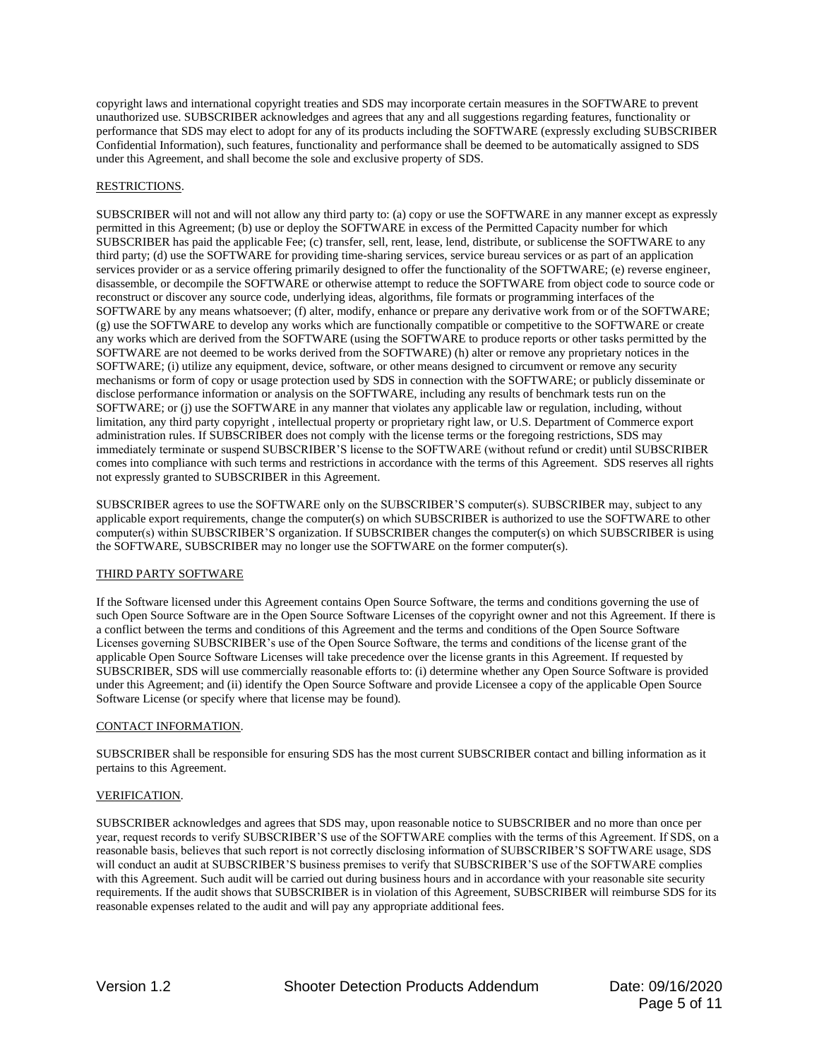copyright laws and international copyright treaties and SDS may incorporate certain measures in the SOFTWARE to prevent unauthorized use. SUBSCRIBER acknowledges and agrees that any and all suggestions regarding features, functionality or performance that SDS may elect to adopt for any of its products including the SOFTWARE (expressly excluding SUBSCRIBER Confidential Information), such features, functionality and performance shall be deemed to be automatically assigned to SDS under this Agreement, and shall become the sole and exclusive property of SDS.

RESTRICTIONS.

SUBSCRIBER will not and will not allow any third party to: (a) copy or use the SOFTWARE in any manner except as expressly permitted in this Agreement; (b) use or deploy the SOFTWARE in excess of the Permitted Capacity number for which SUBSCRIBER has paid the applicable Fee; (c) transfer, sell, rent, lease, lend, distribute, or sublicense the SOFTWARE to any third party; (d) use the SOFTWARE for providing time-sharing services, service bureau services or as part of an application services provider or as a service offering primarily designed to offer the functionality of the SOFTWARE; (e) reverse engineer, disassemble, or decompile the SOFTWARE or otherwise attempt to reduce the SOFTWARE from object code to source code or reconstruct or discover any source code, underlying ideas, algorithms, file formats or programming interfaces of the SOFTWARE by any means whatsoever; (f) alter, modify, enhance or prepare any derivative work from or of the SOFTWARE; (g) use the SOFTWARE to develop any works which are functionally compatible or competitive to the SOFTWARE or create any works which are derived from the SOFTWARE (using the SOFTWARE to produce reports or other tasks permitted by the SOFTWARE are not deemed to be works derived from the SOFTWARE) (h) alter or remove any proprietary notices in the SOFTWARE; (i) utilize any equipment, device, software, or other means designed to circumvent or remove any security mechanisms or form of copy or usage protection used by SDS in connection with the SOFTWARE; or publicly disseminate or disclose performance information or analysis on the SOFTWARE, including any results of benchmark tests run on the SOFTWARE; or (j) use the SOFTWARE in any manner that violates any applicable law or regulation, including, without limitation, any third party copyright , intellectual property or proprietary right law, or U.S. Department of Commerce export administration rules. If SUBSCRIBER does not comply with the license terms or the foregoing restrictions, SDS may immediately terminate or suspend SUBSCRIBER'S license to the SOFTWARE (without refund or credit) until SUBSCRIBER comes into compliance with such terms and restrictions in accordance with the terms of this Agreement. SDS reserves all rights not expressly granted to SUBSCRIBER in this Agreement.

SUBSCRIBER agrees to use the SOFTWARE only on the SUBSCRIBER'S computer(s). SUBSCRIBER may, subject to any applicable export requirements, change the computer(s) on which SUBSCRIBER is authorized to use the SOFTWARE to other computer(s) within SUBSCRIBER'S organization. If SUBSCRIBER changes the computer(s) on which SUBSCRIBER is using the SOFTWARE, SUBSCRIBER may no longer use the SOFTWARE on the former computer(s).

THIRD PARTY SOFTWARE

If the Software licensed under this Agreement contains Open Source Software, the terms and conditions governing the use of such Open Source Software are in the Open Source Software Licenses of the copyright owner and not this Agreement. If there is a conflict between the terms and conditions of this Agreement and the terms and conditions of the Open Source Software Licenses governing SUBSCRIBER's use of the Open Source Software, the terms and conditions of the license grant of the applicable Open Source Software Licenses will take precedence over the license grants in this Agreement. If requested by SUBSCRIBER, SDS will use commercially reasonable efforts to: (i) determine whether any Open Source Software is provided under this Agreement; and (ii) identify the Open Source Software and provide Licensee a copy of the applicable Open Source Software License (or specify where that license may be found).

CONTACT INFORMATION.

SUBSCRIBER shall be responsible for ensuring SDS has the most current SUBSCRIBER contact and billing information as it pertains to this Agreement.

VERIFICATION.

SUBSCRIBER acknowledges and agrees that SDS may, upon reasonable notice to SUBSCRIBER and no more than once per year, request records to verify SUBSCRIBER'S use of the SOFTWARE complies with the terms of this Agreement. If SDS, on a reasonable basis, believes that such report is not correctly disclosing information of SUBSCRIBER'S SOFTWARE usage, SDS will conduct an audit at SUBSCRIBER'S business premises to verify that SUBSCRIBER'S use of the SOFTWARE complies with this Agreement. Such audit will be carried out during business hours and in accordance with your reasonable site security requirements. If the audit shows that SUBSCRIBER is in violation of this Agreement, SUBSCRIBER will reimburse SDS for its reasonable expenses related to the audit and will pay any appropriate additional fees.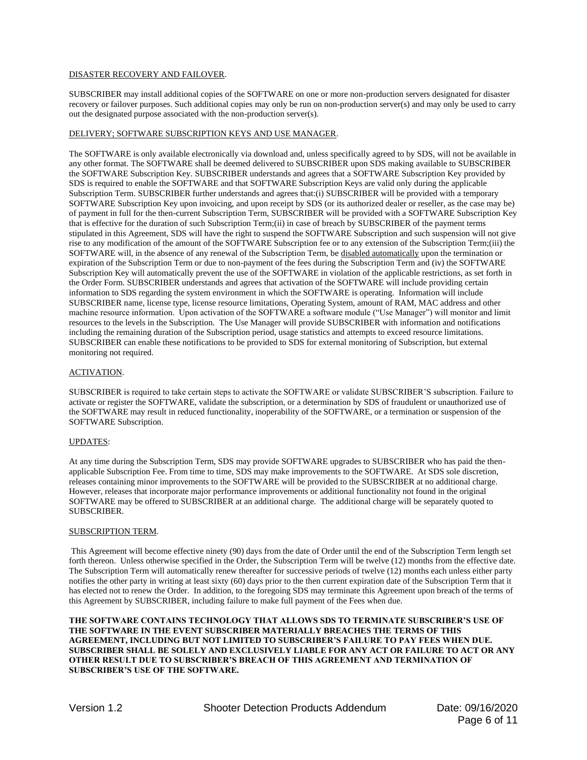DISASTER RECOVERY AND FAILOVER.

SUBSCRIBER may install additional copies of the SOFTWARE on one or more non-production servers designated for disaster recovery or failover purposes. Such additional copies may only be run on non-production server(s) and may only be used to carry out the designated purpose associated with the non-production server(s).

DELIVERY; SOFTWARE SUBSCRIPTION KEYS AND USE MANAGER.

The SOFTWARE is only available electronically via download and, unless specifically agreed to by SDS, will not be available in any other format. The SOFTWARE shall be deemed delivered to SUBSCRIBER upon SDS making available to SUBSCRIBER the SOFTWARE Subscription Key. SUBSCRIBER understands and agrees that a SOFTWARE Subscription Key provided by SDS is required to enable the SOFTWARE and that SOFTWARE Subscription Keys are valid only during the applicable Subscription Term. SUBSCRIBER further understands and agrees that:(i) SUBSCRIBER will be provided with a temporary SOFTWARE Subscription Key upon invoicing, and upon receipt by SDS (or its authorized dealer or reseller, as the case may be) of payment in full for the then-current Subscription Term, SUBSCRIBER will be provided with a SOFTWARE Subscription Key that is effective for the duration of such Subscription Term;(ii) in case of breach by SUBSCRIBER of the payment terms stipulated in this Agreement, SDS will have the right to suspend the SOFTWARE Subscription and such suspension will not give rise to any modification of the amount of the SOFTWARE Subscription fee or to any extension of the Subscription Term;(iii) the SOFTWARE will, in the absence of any renewal of the Subscription Term, be disabled automatically upon the termination or expiration of the Subscription Term or due to non-payment of the fees during the Subscription Term and (iv) the SOFTWARE Subscription Key will automatically prevent the use of the SOFTWARE in violation of the applicable restrictions, as set forth in the Order Form. SUBSCRIBER understands and agrees that activation of the SOFTWARE will include providing certain information to SDS regarding the system environment in which the SOFTWARE is operating. Information will include SUBSCRIBER name, license type, license resource limitations, Operating System, amount of RAM, MAC address and other machine resource information. Upon activation of the SOFTWARE a software module ("Use Manager") will monitor and limit resources to the levels in the Subscription. The Use Manager will provide SUBSCRIBER with information and notifications including the remaining duration of the Subscription period, usage statistics and attempts to exceed resource limitations. SUBSCRIBER can enable these notifications to be provided to SDS for external monitoring of Subscription, but external monitoring not required.

ACTIVATION.

SUBSCRIBER is required to take certain steps to activate the SOFTWARE or validate SUBSCRIBER'S subscription. Failure to activate or register the SOFTWARE, validate the subscription, or a determination by SDS of fraudulent or unauthorized use of the SOFTWARE may result in reduced functionality, inoperability of the SOFTWARE, or a termination or suspension of the SOFTWARE Subscription.

UPDATES:

At any time during the Subscription Term, SDS may provide SOFTWARE upgrades to SUBSCRIBER who has paid the then-applicable Subscription Fee. From time to time, SDS may make improvements to the SOFTWARE. At SDS sole discretion, releases containing minor improvements to the SOFTWARE will be provided to the SUBSCRIBER at no additional charge. However, releases that incorporate major performance improvements or additional functionality not found in the original SOFTWARE may be offered to SUBSCRIBER at an additional charge. The additional charge will be separately quoted to SUBSCRIBER.

SUBSCRIPTION TERM.

This Agreement will become effective ninety (90) days from the date of Order until the end of the Subscription Term length set forth thereon. Unless otherwise specified in the Order, the Subscription Term will be twelve (12) months from the effective date. The Subscription Term will automatically renew thereafter for successive periods of twelve (12) months each unless either party notifies the other party in writing at least sixty (60) days prior to the then current expiration date of the Subscription Term that it has elected not to renew the Order. In addition, to the foregoing SDS may terminate this Agreement upon breach of the terms of this Agreement by SUBSCRIBER, including failure to make full payment of the Fees when due.

**THE SOFTWARE CONTAINS TECHNOLOGY THAT ALLOWS SDS TO TERMINATE SUBSCRIBER'S USE OF THE SOFTWARE IN THE EVENT SUBSCRIBER MATERIALLY BREACHES THE TERMS OF THIS AGREEMENT, INCLUDING BUT NOT LIMITED TO SUBSCRIBER'S FAILURE TO PAY FEES WHEN DUE. SUBSCRIBER SHALL BE SOLELY AND EXCLUSIVELY LIABLE FOR ANY ACT OR FAILURE TO ACT OR ANY OTHER RESULT DUE TO SUBSCRIBER'S BREACH OF THIS AGREEMENT AND TERMINATION OF SUBSCRIBER'S USE OF THE SOFTWARE.**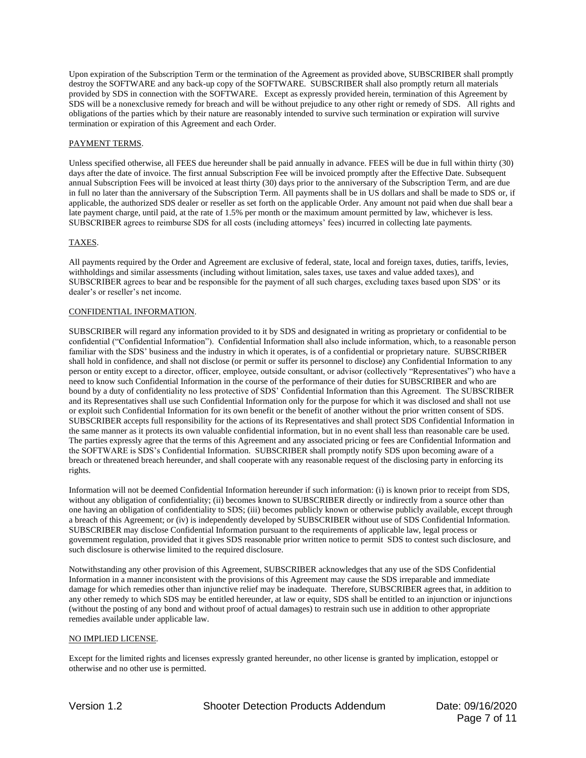Upon expiration of the Subscription Term or the termination of the Agreement as provided above, SUBSCRIBER shall promptly destroy the SOFTWARE and any back-up copy of the SOFTWARE. SUBSCRIBER shall also promptly return all materials provided by SDS in connection with the SOFTWARE. Except as expressly provided herein, termination of this Agreement by SDS will be a nonexclusive remedy for breach and will be without prejudice to any other right or remedy of SDS. All rights and obligations of the parties which by their nature are reasonably intended to survive such termination or expiration will survive termination or expiration of this Agreement and each Order.

PAYMENT TERMS.

Unless specified otherwise, all FEES due hereunder shall be paid annually in advance. FEES will be due in full within thirty (30) days after the date of invoice. The first annual Subscription Fee will be invoiced promptly after the Effective Date. Subsequent annual Subscription Fees will be invoiced at least thirty (30) days prior to the anniversary of the Subscription Term, and are due in full no later than the anniversary of the Subscription Term. All payments shall be in US dollars and shall be made to SDS or, if applicable, the authorized SDS dealer or reseller as set forth on the applicable Order. Any amount not paid when due shall bear a late payment charge, until paid, at the rate of 1.5% per month or the maximum amount permitted by law, whichever is less. SUBSCRIBER agrees to reimburse SDS for all costs (including attorneys' fees) incurred in collecting late payments.

TAXES.

All payments required by the Order and Agreement are exclusive of federal, state, local and foreign taxes, duties, tariffs, levies, withholdings and similar assessments (including without limitation, sales taxes, use taxes and value added taxes), and SUBSCRIBER agrees to bear and be responsible for the payment of all such charges, excluding taxes based upon SDS' or its dealer's or reseller's net income.

CONFIDENTIAL INFORMATION.

SUBSCRIBER will regard any information provided to it by SDS and designated in writing as proprietary or confidential to be confidential ("Confidential Information"). Confidential Information shall also include information, which, to a reasonable person familiar with the SDS' business and the industry in which it operates, is of a confidential or proprietary nature. SUBSCRIBER shall hold in confidence, and shall not disclose (or permit or suffer its personnel to disclose) any Confidential Information to any person or entity except to a director, officer, employee, outside consultant, or advisor (collectively "Representatives") who have a need to know such Confidential Information in the course of the performance of their duties for SUBSCRIBER and who are bound by a duty of confidentiality no less protective of SDS' Confidential Information than this Agreement. The SUBSCRIBER and its Representatives shall use such Confidential Information only for the purpose for which it was disclosed and shall not use or exploit such Confidential Information for its own benefit or the benefit of another without the prior written consent of SDS. SUBSCRIBER accepts full responsibility for the actions of its Representatives and shall protect SDS Confidential Information in the same manner as it protects its own valuable confidential information, but in no event shall less than reasonable care be used. The parties expressly agree that the terms of this Agreement and any associated pricing or fees are Confidential Information and the SOFTWARE is SDS's Confidential Information. SUBSCRIBER shall promptly notify SDS upon becoming aware of a breach or threatened breach hereunder, and shall cooperate with any reasonable request of the disclosing party in enforcing its rights.

Information will not be deemed Confidential Information hereunder if such information: (i) is known prior to receipt from SDS, without any obligation of confidentiality; (ii) becomes known to SUBSCRIBER directly or indirectly from a source other than one having an obligation of confidentiality to SDS; (iii) becomes publicly known or otherwise publicly available, except through a breach of this Agreement; or (iv) is independently developed by SUBSCRIBER without use of SDS Confidential Information. SUBSCRIBER may disclose Confidential Information pursuant to the requirements of applicable law, legal process or government regulation, provided that it gives SDS reasonable prior written notice to permit SDS to contest such disclosure, and such disclosure is otherwise limited to the required disclosure.

Notwithstanding any other provision of this Agreement, SUBSCRIBER acknowledges that any use of the SDS Confidential Information in a manner inconsistent with the provisions of this Agreement may cause the SDS irreparable and immediate damage for which remedies other than injunctive relief may be inadequate. Therefore, SUBSCRIBER agrees that, in addition to any other remedy to which SDS may be entitled hereunder, at law or equity, SDS shall be entitled to an injunction or injunctions (without the posting of any bond and without proof of actual damages) to restrain such use in addition to other appropriate remedies available under applicable law.

NO IMPLIED LICENSE.

Except for the limited rights and licenses expressly granted hereunder, no other license is granted by implication, estoppel or otherwise and no other use is permitted.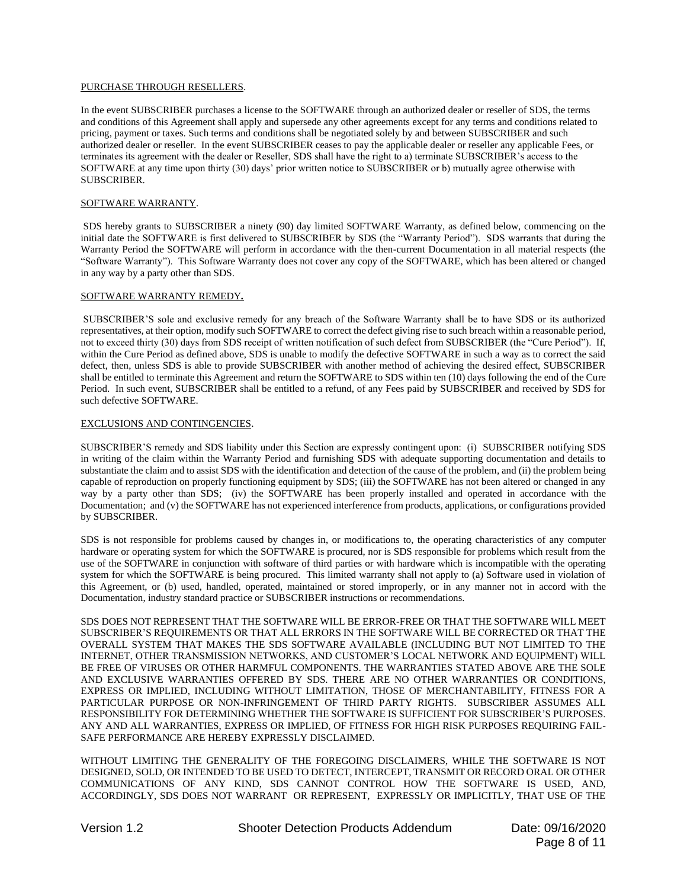PURCHASE THROUGH RESELLERS.

In the event SUBSCRIBER purchases a license to the SOFTWARE through an authorized dealer or reseller of SDS, the terms and conditions of this Agreement shall apply and supersede any other agreements except for any terms and conditions related to pricing, payment or taxes. Such terms and conditions shall be negotiated solely by and between SUBSCRIBER and such authorized dealer or reseller. In the event SUBSCRIBER ceases to pay the applicable dealer or reseller any applicable Fees, or terminates its agreement with the dealer or Reseller, SDS shall have the right to a) terminate SUBSCRIBER's access to the SOFTWARE at any time upon thirty (30) days' prior written notice to SUBSCRIBER or b) mutually agree otherwise with SUBSCRIBER.

SOFTWARE WARRANTY.

SDS hereby grants to SUBSCRIBER a ninety (90) day limited SOFTWARE Warranty, as defined below, commencing on the initial date the SOFTWARE is first delivered to SUBSCRIBER by SDS (the "Warranty Period"). SDS warrants that during the Warranty Period the SOFTWARE will perform in accordance with the then-current Documentation in all material respects (the "Software Warranty"). This Software Warranty does not cover any copy of the SOFTWARE, which has been altered or changed in any way by a party other than SDS.

SOFTWARE WARRANTY REMEDY.

SUBSCRIBER'S sole and exclusive remedy for any breach of the Software Warranty shall be to have SDS or its authorized representatives, at their option, modify such SOFTWARE to correct the defect giving rise to such breach within a reasonable period, not to exceed thirty (30) days from SDS receipt of written notification of such defect from SUBSCRIBER (the "Cure Period"). If, within the Cure Period as defined above, SDS is unable to modify the defective SOFTWARE in such a way as to correct the said defect, then, unless SDS is able to provide SUBSCRIBER with another method of achieving the desired effect, SUBSCRIBER shall be entitled to terminate this Agreement and return the SOFTWARE to SDS within ten (10) days following the end of the Cure Period. In such event, SUBSCRIBER shall be entitled to a refund, of any Fees paid by SUBSCRIBER and received by SDS for such defective SOFTWARE.

EXCLUSIONS AND CONTINGENCIES.

SUBSCRIBER'S remedy and SDS liability under this Section are expressly contingent upon: (i) SUBSCRIBER notifying SDS in writing of the claim within the Warranty Period and furnishing SDS with adequate supporting documentation and details to substantiate the claim and to assist SDS with the identification and detection of the cause of the problem, and (ii) the problem being capable of reproduction on properly functioning equipment by SDS; (iii) the SOFTWARE has not been altered or changed in any way by a party other than SDS; (iv) the SOFTWARE has been properly installed and operated in accordance with the Documentation; and (v) the SOFTWARE has not experienced interference from products, applications, or configurations provided by SUBSCRIBER.

SDS is not responsible for problems caused by changes in, or modifications to, the operating characteristics of any computer hardware or operating system for which the SOFTWARE is procured, nor is SDS responsible for problems which result from the use of the SOFTWARE in conjunction with software of third parties or with hardware which is incompatible with the operating system for which the SOFTWARE is being procured. This limited warranty shall not apply to (a) Software used in violation of this Agreement, or (b) used, handled, operated, maintained or stored improperly, or in any manner not in accord with the Documentation, industry standard practice or SUBSCRIBER instructions or recommendations.

SDS DOES NOT REPRESENT THAT THE SOFTWARE WILL BE ERROR-FREE OR THAT THE SOFTWARE WILL MEET SUBSCRIBER'S REQUIREMENTS OR THAT ALL ERRORS IN THE SOFTWARE WILL BE CORRECTED OR THAT THE OVERALL SYSTEM THAT MAKES THE SDS SOFTWARE AVAILABLE (INCLUDING BUT NOT LIMITED TO THE INTERNET, OTHER TRANSMISSION NETWORKS, AND CUSTOMER'S LOCAL NETWORK AND EQUIPMENT) WILL BE FREE OF VIRUSES OR OTHER HARMFUL COMPONENTS. THE WARRANTIES STATED ABOVE ARE THE SOLE AND EXCLUSIVE WARRANTIES OFFERED BY SDS. THERE ARE NO OTHER WARRANTIES OR CONDITIONS, EXPRESS OR IMPLIED, INCLUDING WITHOUT LIMITATION, THOSE OF MERCHANTABILITY, FITNESS FOR A PARTICULAR PURPOSE OR NON-INFRINGEMENT OF THIRD PARTY RIGHTS. SUBSCRIBER ASSUMES ALL RESPONSIBILITY FOR DETERMINING WHETHER THE SOFTWARE IS SUFFICIENT FOR SUBSCRIBER'S PURPOSES. ANY AND ALL WARRANTIES, EXPRESS OR IMPLIED, OF FITNESS FOR HIGH RISK PURPOSES REQUIRING FAIL-SAFE PERFORMANCE ARE HEREBY EXPRESSLY DISCLAIMED.

WITHOUT LIMITING THE GENERALITY OF THE FOREGOING DISCLAIMERS, WHILE THE SOFTWARE IS NOT DESIGNED, SOLD, OR INTENDED TO BE USED TO DETECT, INTERCEPT, TRANSMIT OR RECORD ORAL OR OTHER COMMUNICATIONS OF ANY KIND, SDS CANNOT CONTROL HOW THE SOFTWARE IS USED, AND, ACCORDINGLY, SDS DOES NOT WARRANT OR REPRESENT, EXPRESSLY OR IMPLICITLY, THAT USE OF THE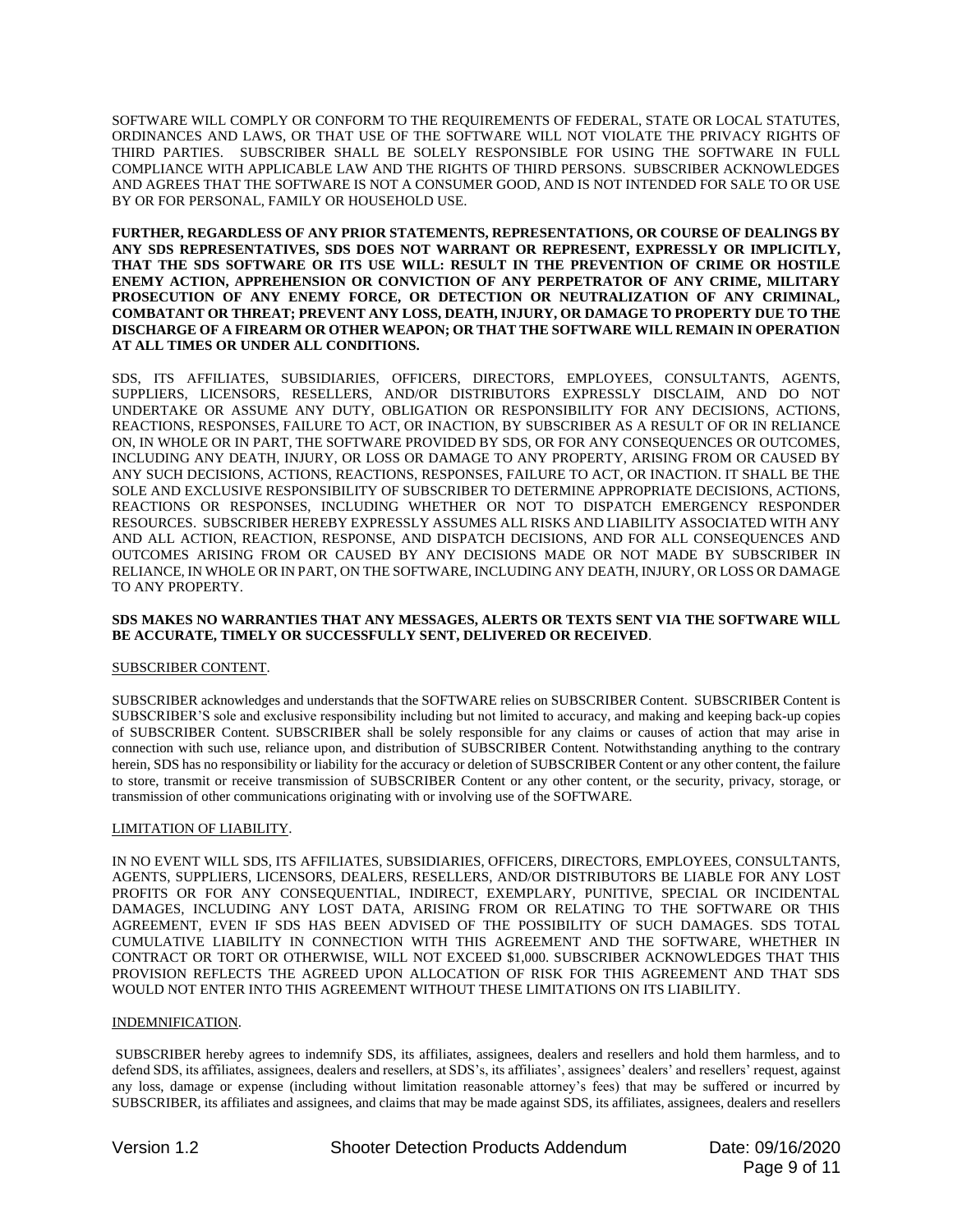SOFTWARE WILL COMPLY OR CONFORM TO THE REQUIREMENTS OF FEDERAL, STATE OR LOCAL STATUTES, ORDINANCES AND LAWS, OR THAT USE OF THE SOFTWARE WILL NOT VIOLATE THE PRIVACY RIGHTS OF THIRD PARTIES. SUBSCRIBER SHALL BE SOLELY RESPONSIBLE FOR USING THE SOFTWARE IN FULL COMPLIANCE WITH APPLICABLE LAW AND THE RIGHTS OF THIRD PERSONS. SUBSCRIBER ACKNOWLEDGES AND AGREES THAT THE SOFTWARE IS NOT A CONSUMER GOOD, AND IS NOT INTENDED FOR SALE TO OR USE BY OR FOR PERSONAL, FAMILY OR HOUSEHOLD USE.

**FURTHER, REGARDLESS OF ANY PRIOR STATEMENTS, REPRESENTATIONS, OR COURSE OF DEALINGS BY ANY SDS REPRESENTATIVES, SDS DOES NOT WARRANT OR REPRESENT, EXPRESSLY OR IMPLICITLY, THAT THE SDS SOFTWARE OR ITS USE WILL: RESULT IN THE PREVENTION OF CRIME OR HOSTILE ENEMY ACTION, APPREHENSION OR CONVICTION OF ANY PERPETRATOR OF ANY CRIME, MILITARY PROSECUTION OF ANY ENEMY FORCE, OR DETECTION OR NEUTRALIZATION OF ANY CRIMINAL, COMBATANT OR THREAT; PREVENT ANY LOSS, DEATH, INJURY, OR DAMAGE TO PROPERTY DUE TO THE DISCHARGE OF A FIREARM OR OTHER WEAPON; OR THAT THE SOFTWARE WILL REMAIN IN OPERATION AT ALL TIMES OR UNDER ALL CONDITIONS.**

SDS, ITS AFFILIATES, SUBSIDIARIES, OFFICERS, DIRECTORS, EMPLOYEES, CONSULTANTS, AGENTS, SUPPLIERS, LICENSORS, RESELLERS, AND/OR DISTRIBUTORS EXPRESSLY DISCLAIM, AND DO NOT UNDERTAKE OR ASSUME ANY DUTY, OBLIGATION OR RESPONSIBILITY FOR ANY DECISIONS, ACTIONS, REACTIONS, RESPONSES, FAILURE TO ACT, OR INACTION, BY SUBSCRIBER AS A RESULT OF OR IN RELIANCE ON, IN WHOLE OR IN PART, THE SOFTWARE PROVIDED BY SDS, OR FOR ANY CONSEQUENCES OR OUTCOMES, INCLUDING ANY DEATH, INJURY, OR LOSS OR DAMAGE TO ANY PROPERTY, ARISING FROM OR CAUSED BY ANY SUCH DECISIONS, ACTIONS, REACTIONS, RESPONSES, FAILURE TO ACT, OR INACTION. IT SHALL BE THE SOLE AND EXCLUSIVE RESPONSIBILITY OF SUBSCRIBER TO DETERMINE APPROPRIATE DECISIONS, ACTIONS, REACTIONS OR RESPONSES, INCLUDING WHETHER OR NOT TO DISPATCH EMERGENCY RESPONDER RESOURCES. SUBSCRIBER HEREBY EXPRESSLY ASSUMES ALL RISKS AND LIABILITY ASSOCIATED WITH ANY AND ALL ACTION, REACTION, RESPONSE, AND DISPATCH DECISIONS, AND FOR ALL CONSEQUENCES AND OUTCOMES ARISING FROM OR CAUSED BY ANY DECISIONS MADE OR NOT MADE BY SUBSCRIBER IN RELIANCE, IN WHOLE OR IN PART, ON THE SOFTWARE, INCLUDING ANY DEATH, INJURY, OR LOSS OR DAMAGE TO ANY PROPERTY.

**SDS MAKES NO WARRANTIES THAT ANY MESSAGES, ALERTS OR TEXTS SENT VIA THE SOFTWARE WILL BE ACCURATE, TIMELY OR SUCCESSFULLY SENT, DELIVERED OR RECEIVED**.

SUBSCRIBER CONTENT.

SUBSCRIBER acknowledges and understands that the SOFTWARE relies on SUBSCRIBER Content. SUBSCRIBER Content is SUBSCRIBER'S sole and exclusive responsibility including but not limited to accuracy, and making and keeping back-up copies of SUBSCRIBER Content. SUBSCRIBER shall be solely responsible for any claims or causes of action that may arise in connection with such use, reliance upon, and distribution of SUBSCRIBER Content. Notwithstanding anything to the contrary herein, SDS has no responsibility or liability for the accuracy or deletion of SUBSCRIBER Content or any other content, the failure to store, transmit or receive transmission of SUBSCRIBER Content or any other content, or the security, privacy, storage, or transmission of other communications originating with or involving use of the SOFTWARE.

LIMITATION OF LIABILITY.

IN NO EVENT WILL SDS, ITS AFFILIATES, SUBSIDIARIES, OFFICERS, DIRECTORS, EMPLOYEES, CONSULTANTS, AGENTS, SUPPLIERS, LICENSORS, DEALERS, RESELLERS, AND/OR DISTRIBUTORS BE LIABLE FOR ANY LOST PROFITS OR FOR ANY CONSEQUENTIAL, INDIRECT, EXEMPLARY, PUNITIVE, SPECIAL OR INCIDENTAL DAMAGES, INCLUDING ANY LOST DATA, ARISING FROM OR RELATING TO THE SOFTWARE OR THIS AGREEMENT, EVEN IF SDS HAS BEEN ADVISED OF THE POSSIBILITY OF SUCH DAMAGES. SDS TOTAL CUMULATIVE LIABILITY IN CONNECTION WITH THIS AGREEMENT AND THE SOFTWARE, WHETHER IN CONTRACT OR TORT OR OTHERWISE, WILL NOT EXCEED $1,000. SUBSCRIBER ACKNOWLEDGES THAT THIS PROVISION REFLECTS THE AGREED UPON ALLOCATION OF RISK FOR THIS AGREEMENT AND THAT SDS WOULD NOT ENTER INTO THIS AGREEMENT WITHOUT THESE LIMITATIONS ON ITS LIABILITY.

INDEMNIFICATION.

SUBSCRIBER hereby agrees to indemnify SDS, its affiliates, assignees, dealers and resellers and hold them harmless, and to defend SDS, its affiliates, assignees, dealers and resellers, at SDS's, its affiliates', assignees' dealers' and resellers' request, against any loss, damage or expense (including without limitation reasonable attorney's fees) that may be suffered or incurred by SUBSCRIBER, its affiliates and assignees, and claims that may be made against SDS, its affiliates, assignees, dealers and resellers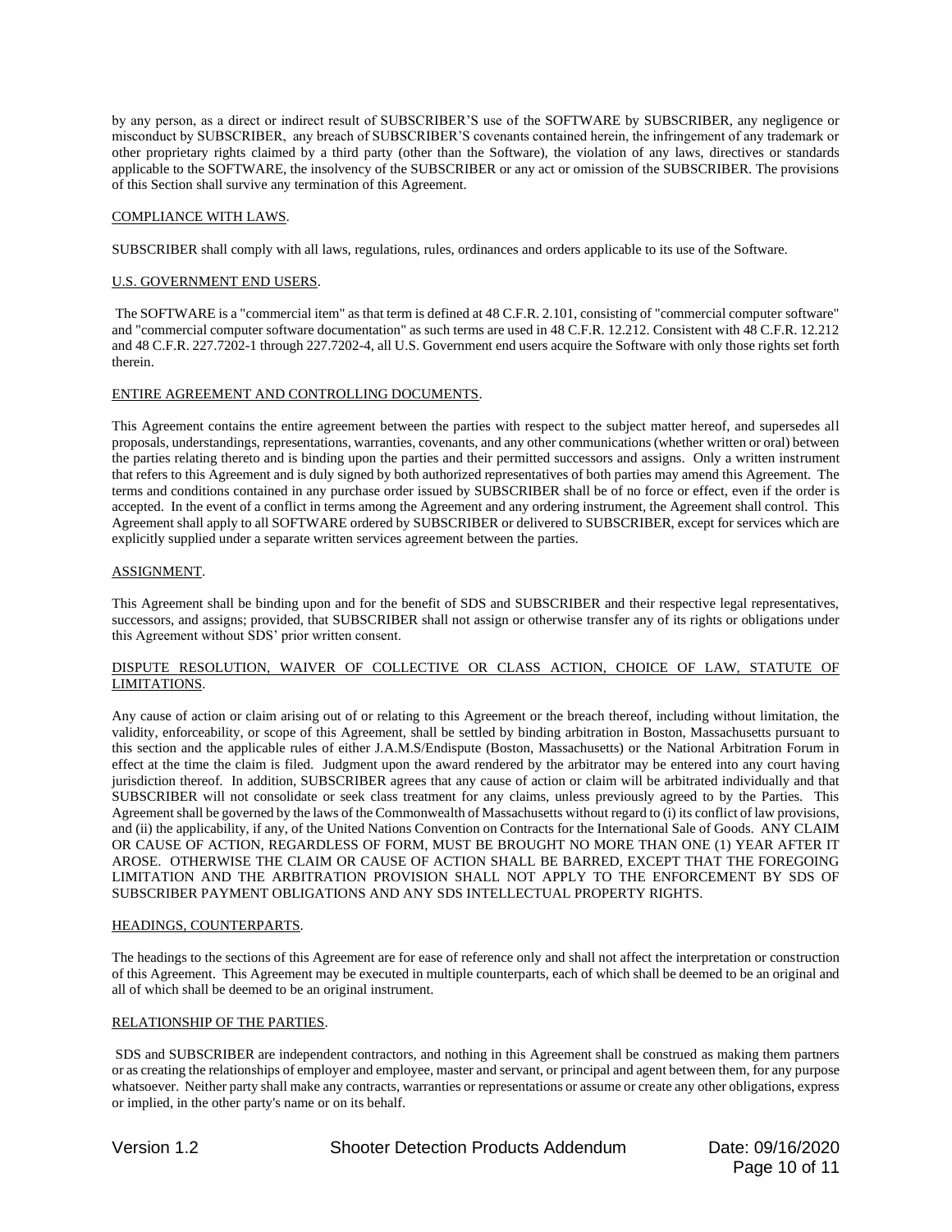by any person, as a direct or indirect result of SUBSCRIBER'S use of the SOFTWARE by SUBSCRIBER, any negligence or misconduct by SUBSCRIBER, any breach of SUBSCRIBER'S covenants contained herein, the infringement of any trademark or other proprietary rights claimed by a third party (other than the Software), the violation of any laws, directives or standards applicable to the SOFTWARE, the insolvency of the SUBSCRIBER or any act or omission of the SUBSCRIBER. The provisions of this Section shall survive any termination of this Agreement.

COMPLIANCE WITH LAWS.

SUBSCRIBER shall comply with all laws, regulations, rules, ordinances and orders applicable to its use of the Software.

U.S. GOVERNMENT END USERS.

The SOFTWARE is a "commercial item" as that term is defined at 48 C.F.R. 2.101, consisting of "commercial computer software" and "commercial computer software documentation" as such terms are used in 48 C.F.R. 12.212. Consistent with 48 C.F.R. 12.212 and 48 C.F.R. 227.7202-1 through 227.7202-4, all U.S. Government end users acquire the Software with only those rights set forth therein.

ENTIRE AGREEMENT AND CONTROLLING DOCUMENTS.

This Agreement contains the entire agreement between the parties with respect to the subject matter hereof, and supersedes all proposals, understandings, representations, warranties, covenants, and any other communications (whether written or oral) between the parties relating thereto and is binding upon the parties and their permitted successors and assigns. Only a written instrument that refers to this Agreement and is duly signed by both authorized representatives of both parties may amend this Agreement. The terms and conditions contained in any purchase order issued by SUBSCRIBER shall be of no force or effect, even if the order is accepted. In the event of a conflict in terms among the Agreement and any ordering instrument, the Agreement shall control. This Agreement shall apply to all SOFTWARE ordered by SUBSCRIBER or delivered to SUBSCRIBER, except for services which are explicitly supplied under a separate written services agreement between the parties.

ASSIGNMENT.

This Agreement shall be binding upon and for the benefit of SDS and SUBSCRIBER and their respective legal representatives, successors, and assigns; provided, that SUBSCRIBER shall not assign or otherwise transfer any of its rights or obligations under this Agreement without SDS' prior written consent.

DISPUTE RESOLUTION, WAIVER OF COLLECTIVE OR CLASS ACTION, CHOICE OF LAW, STATUTE OF LIMITATIONS.

Any cause of action or claim arising out of or relating to this Agreement or the breach thereof, including without limitation, the validity, enforceability, or scope of this Agreement, shall be settled by binding arbitration in Boston, Massachusetts pursuant to this section and the applicable rules of either J.A.M.S/Endispute (Boston, Massachusetts) or the National Arbitration Forum in effect at the time the claim is filed. Judgment upon the award rendered by the arbitrator may be entered into any court having jurisdiction thereof. In addition, SUBSCRIBER agrees that any cause of action or claim will be arbitrated individually and that SUBSCRIBER will not consolidate or seek class treatment for any claims, unless previously agreed to by the Parties. This Agreement shall be governed by the laws of the Commonwealth of Massachusetts without regard to (i) its conflict of law provisions, and (ii) the applicability, if any, of the United Nations Convention on Contracts for the International Sale of Goods. ANY CLAIM OR CAUSE OF ACTION, REGARDLESS OF FORM, MUST BE BROUGHT NO MORE THAN ONE (1) YEAR AFTER IT AROSE. OTHERWISE THE CLAIM OR CAUSE OF ACTION SHALL BE BARRED, EXCEPT THAT THE FOREGOING LIMITATION AND THE ARBITRATION PROVISION SHALL NOT APPLY TO THE ENFORCEMENT BY SDS OF SUBSCRIBER PAYMENT OBLIGATIONS AND ANY SDS INTELLECTUAL PROPERTY RIGHTS.

HEADINGS, COUNTERPARTS.

The headings to the sections of this Agreement are for ease of reference only and shall not affect the interpretation or construction of this Agreement. This Agreement may be executed in multiple counterparts, each of which shall be deemed to be an original and all of which shall be deemed to be an original instrument.

RELATIONSHIP OF THE PARTIES.

SDS and SUBSCRIBER are independent contractors, and nothing in this Agreement shall be construed as making them partners or as creating the relationships of employer and employee, master and servant, or principal and agent between them, for any purpose whatsoever. Neither party shall make any contracts, warranties or representations or assume or create any other obligations, express or implied, in the other party's name or on its behalf.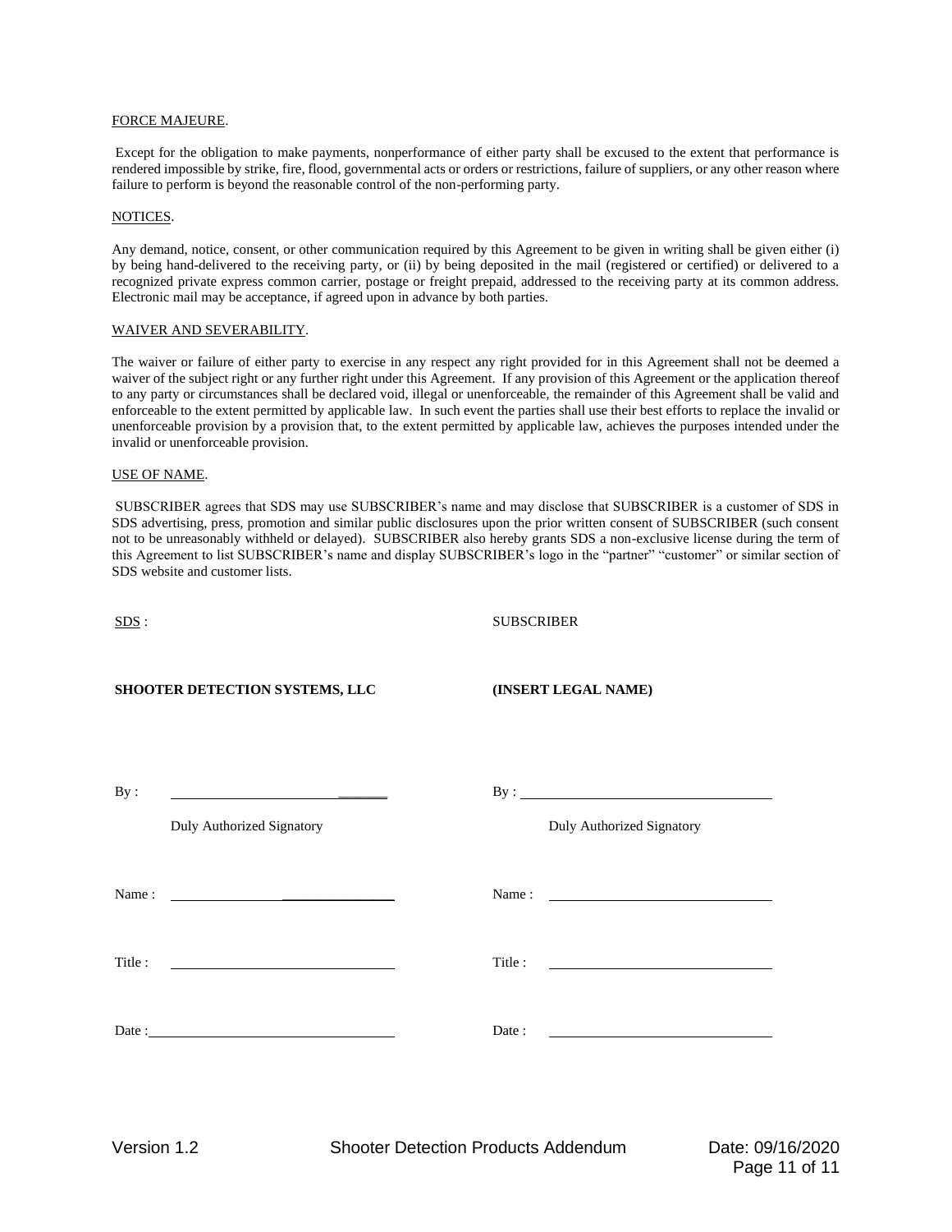FORCE MAJEURE.

Except for the obligation to make payments, nonperformance of either party shall be excused to the extent that performance is rendered impossible by strike, fire, flood, governmental acts or orders or restrictions, failure of suppliers, or any other reason where failure to perform is beyond the reasonable control of the non-performing party.

NOTICES.

Any demand, notice, consent, or other communication required by this Agreement to be given in writing shall be given either (i) by being hand-delivered to the receiving party, or (ii) by being deposited in the mail (registered or certified) or delivered to a recognized private express common carrier, postage or freight prepaid, addressed to the receiving party at its common address. Electronic mail may be acceptance, if agreed upon in advance by both parties.

WAIVER AND SEVERABILITY.

The waiver or failure of either party to exercise in any respect any right provided for in this Agreement shall not be deemed a waiver of the subject right or any further right under this Agreement. If any provision of this Agreement or the application thereof to any party or circumstances shall be declared void, illegal or unenforceable, the remainder of this Agreement shall be valid and enforceable to the extent permitted by applicable law. In such event the parties shall use their best efforts to replace the invalid or unenforceable provision by a provision that, to the extent permitted by applicable law, achieves the purposes intended under the invalid or unenforceable provision.

USE OF NAME.

SUBSCRIBER agrees that SDS may use SUBSCRIBER's name and may disclose that SUBSCRIBER is a customer of SDS in SDS advertising, press, promotion and similar public disclosures upon the prior written consent of SUBSCRIBER (such consent not to be unreasonably withheld or delayed). SUBSCRIBER also hereby grants SDS a non-exclusive license during the term of this Agreement to list SUBSCRIBER's name and display SUBSCRIBER's logo in the "partner" "customer" or similar section of SDS website and customer lists.

| SDS : | SUBSCRIBER |
| --- | --- |
| **SHOOTER DETECTION SYSTEMS, LLC** | **(INSERT LEGAL NAME)** |
| By : ______________________________ | By : ______________________________ |
| Duly Authorized Signatory | Duly Authorized Signatory |
| Name : ______________________________ | Name : ______________________________ |
| Title : ______________________________ | Title : ______________________________ |
| Date : ______________________________ | Date : ______________________________ |

Version 1.2 Shooter Detection Products Addendum Date: 09/16/2020